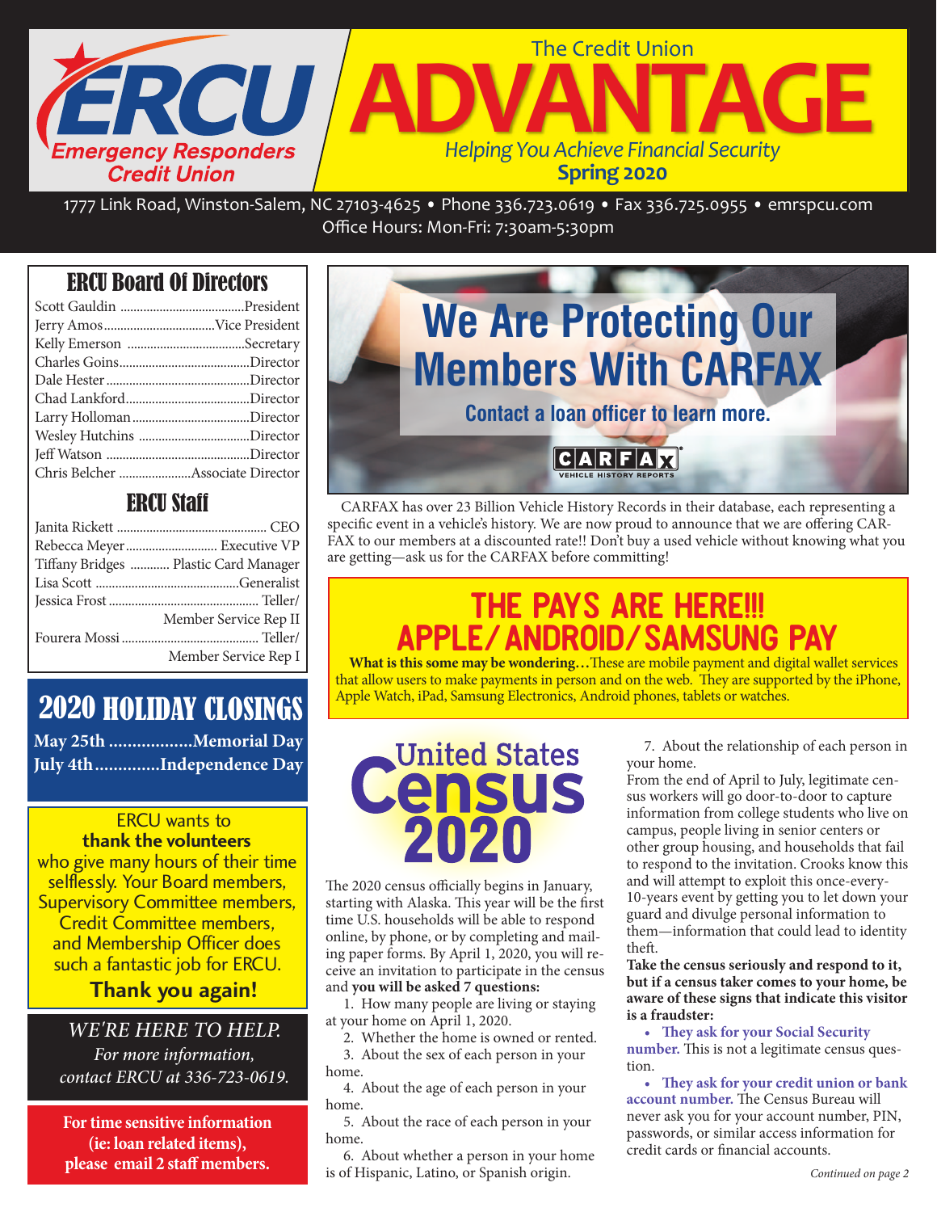# ERCU Emergency Responders Credit Union

## The Credit Union ADVANTAGE

*Helping You Achieve Financial Security*

**Spring 2020**

1777 Link Road, Winston-Salem, NC 27103-4625 • Phone 336.723.0619 • Fax 336.725.0955 • emrspcu.com
Office Hours: Mon-Fri: 7:30am-5:30pm

## ERCU Board Of Directors

| Name | Position |
|---|---|
| Scott Gauldin | President |
| Jerry Amos | Vice President |
| Kelly Emerson | Secretary |
| Charles Goins | Director |
| Dale Hester | Director |
| Chad Lankford | Director |
| Larry Holloman | Director |
| Wesley Hutchins | Director |
| Jeff Watson | Director |
| Chris Belcher | Associate Director |

## ERCU Staff

| Name | Position |
|---|---|
| Janita Rickett | CEO |
| Rebecca Meyer | Executive VP |
| Tiffany Bridges | Plastic Card Manager |
| Lisa Scott | Generalist |
| Jessica Frost | Teller/ Member Service Rep II |
| Fourera Mossi | Teller/ Member Service Rep I |

## 2020 HOLIDAY CLOSINGS

**May 25th ..................Memorial Day**
**July 4th.............Independence Day**

ERCU wants to **thank the volunteers** who give many hours of their time selflessly. Your Board members, Supervisory Committee members, Credit Committee members, and Membership Officer does such a fantastic job for ERCU.

**Thank you again!**

*WE'RE HERE TO HELP.*
*For more information, contact ERCU at 336-723-0619.*

**For time sensitive information (ie: loan related items), please email 2 staff members.**

## We Are Protecting Our Members With CARFAX

**Contact a loan officer to learn more.**

CARFAX VEHICLE HISTORY REPORTS

CARFAX has over 23 Billion Vehicle History Records in their database, each representing a specific event in a vehicle's history. We are now proud to announce that we are offering CARFAX to our members at a discounted rate!! Don't buy a used vehicle without knowing what you are getting—ask us for the CARFAX before committing!

## THE PAYS ARE HERE!!! APPLE/ANDROID/SAMSUNG PAY

**What is this some may be wondering…**These are mobile payment and digital wallet services that allow users to make payments in person and on the web. They are supported by the iPhone, Apple Watch, iPad, Samsung Electronics, Android phones, tablets or watches.

## United States Census 2020

The 2020 census officially begins in January, starting with Alaska. This year will be the first time U.S. households will be able to respond online, by phone, or by completing and mailing paper forms. By April 1, 2020, you will receive an invitation to participate in the census and **you will be asked 7 questions:**

1. How many people are living or staying at your home on April 1, 2020.
2. Whether the home is owned or rented.
3. About the sex of each person in your home.
4. About the age of each person in your home.
5. About the race of each person in your home.
6. About whether a person in your home is of Hispanic, Latino, or Spanish origin.
7. About the relationship of each person in your home.

From the end of April to July, legitimate census workers will go door-to-door to capture information from college students who live on campus, people living in senior centers or other group housing, and households that fail to respond to the invitation. Crooks know this and will attempt to exploit this once-every-10-years event by getting you to let down your guard and divulge personal information to them—information that could lead to identity theft.

**Take the census seriously and respond to it, but if a census taker comes to your home, be aware of these signs that indicate this visitor is a fraudster:**

- **They ask for your Social Security number.** This is not a legitimate census question.
- **They ask for your credit union or bank account number.** The Census Bureau will never ask you for your account number, PIN, passwords, or similar access information for credit cards or financial accounts.

*Continued on page 2*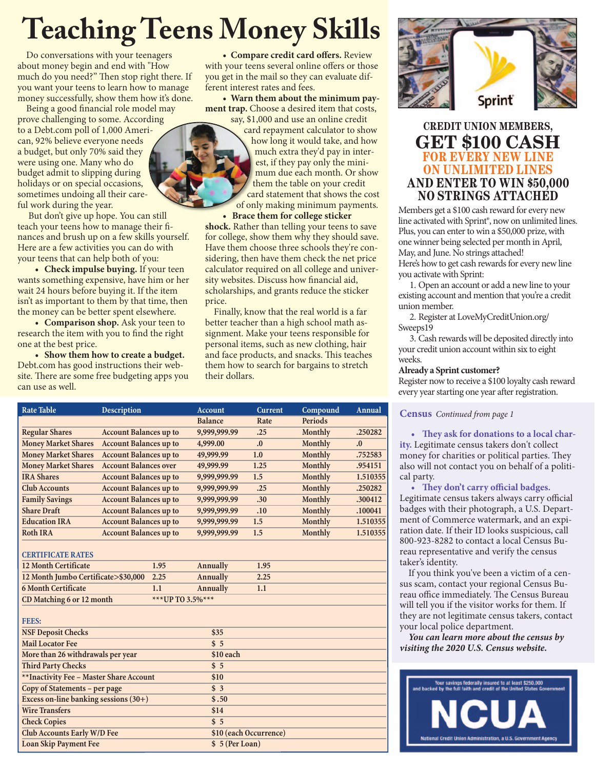# Teaching Teens Money Skills

Do conversations with your teenagers about money begin and end with "How much do you need?" Then stop right there. If you want your teens to learn how to manage money successfully, show them how it's done.

Being a good financial role model may prove challenging to some. According to a Debt.com poll of 1,000 American, 92% believe everyone needs a budget, but only 70% said they were using one. Many who do budget admit to slipping during holidays or on special occasions, sometimes undoing all their careful work during the year.

But don't give up hope. You can still teach your teens how to manage their finances and brush up on a few skills yourself. Here are a few activities you can do with your teens that can help both of you:

- **Check impulse buying.** If your teen wants something expensive, have him or her wait 24 hours before buying it. If the item isn't as important to them by that time, then the money can be better spent elsewhere.
- **Comparison shop.** Ask your teen to research the item with you to find the right one at the best price.
- **Show them how to create a budget.** Debt.com has good instructions their website. There are some free budgeting apps you can use as well.
- **Compare credit card offers.** Review with your teens several online offers or those you get in the mail so they can evaluate different interest rates and fees.
- **Warn them about the minimum payment trap.** Choose a desired item that costs, say, $1,000 and use an online credit card repayment calculator to show how long it would take, and how much extra they'd pay in interest, if they pay only the minimum due each month. Or show them the table on your credit card statement that shows the cost of only making minimum payments.
- **Brace them for college sticker shock.** Rather than telling your teens to save for college, show them why they should save. Have them choose three schools they're considering, then have them check the net price calculator required on all college and university websites. Discuss how financial aid, scholarships, and grants reduce the sticker price.

Finally, know that the real world is a far better teacher than a high school math assignment. Make your teens responsible for personal items, such as new clothing, hair and face products, and snacks. This teaches them how to search for bargains to stretch their dollars.

## CREDIT UNION MEMBERS, GET $100 CASH FOR EVERY NEW LINE ON UNLIMITED LINES AND ENTER TO WIN $50,000 NO STRINGS ATTACHED

Members get a $100 cash reward for every new line activated with Sprint®, now on unlimited lines. Plus, you can enter to win a $50,000 prize, with one winner being selected per month in April, May, and June. No strings attached!

Here's how to get cash rewards for every new line you activate with Sprint:

1. Open an account or add a new line to your existing account and mention that you're a credit union member.
2. Register at LoveMyCreditUnion.org/Sweeps19
3. Cash rewards will be deposited directly into your credit union account within six to eight weeks.

**Already a Sprint customer?**

Register now to receive a $100 loyalty cash reward every year starting one year after registration.

| Rate Table | Description | Account Balance | Current Rate | Compound Periods | Annual |
|---|---|---|---|---|---|
| Regular Shares | Account Balances up to | 9,999,999.99 | .25 | Monthly | .250282 |
| Money Market Shares | Account Balances up to | 4,999.00 | .0 | Monthly | .0 |
| Money Market Shares | Account Balances up to | 49,999.99 | 1.0 | Monthly | .752583 |
| Money Market Shares | Account Balances over | 49,999.99 | 1.25 | Monthly | .954151 |
| IRA Shares | Account Balances up to | 9,999,999.99 | 1.5 | Monthly | 1.510355 |
| Club Accounts | Account Balances up to | 9,999,999.99 | .25 | Monthly | .250282 |
| Family Savings | Account Balances up to | 9,999,999.99 | .30 | Monthly | .300412 |
| Share Draft | Account Balances up to | 9,999,999.99 | .10 | Monthly | .100041 |
| Education IRA | Account Balances up to | 9,999,999.99 | 1.5 | Monthly | 1.510355 |
| Roth IRA | Account Balances up to | 9,999,999.99 | 1.5 | Monthly | 1.510355 |

**CERTIFICATE RATES**

| | | | |
|---|---|---|---|
| 12 Month Certificate | 1.95 | Annually | 1.95 |
| 12 Month Jumbo Certificate>$30,000 | 2.25 | Annually | 2.25 |
| 6 Month Certificate | 1.1 | Annually | 1.1 |
| CD Matching 6 or 12 month | ***UP TO 3.5%*** | | |

**FEES:**

| | |
|---|---|
| NSF Deposit Checks | $35 |
| Mail Locator Fee | $ 5 |
| More than 26 withdrawals per year | $10 each |
| Third Party Checks | $ 5 |
| **Inactivity Fee – Master Share Account | $10 |
| Copy of Statements – per page | $ 3 |
| Excess on-line banking sessions (30+) | $ .50 |
| Wire Transfers | $14 |
| Check Copies | $ 5 |
| Club Accounts Early W/D Fee | $10 (each Occurrence) |
| Loan Skip Payment Fee | $ 5 (Per Loan) |

## Census *Continued from page 1*

- **They ask for donations to a local charity.** Legitimate census takers don't collect money for charities or political parties. They also will not contact you on behalf of a political party.
- **They don't carry official badges.** Legitimate census takers always carry official badges with their photograph, a U.S. Department of Commerce watermark, and an expiration date. If their ID looks suspicious, call 800-923-8282 to contact a local Census Bureau representative and verify the census taker's identity.

If you think you've been a victim of a census scam, contact your regional Census Bureau office immediately. The Census Bureau will tell you if the visitor works for them. If they are not legitimate census takers, contact your local police department.

***You can learn more about the census by visiting the 2020 U.S. Census website.***

Your savings federally insured to at least $250,000 and backed by the full faith and credit of the United States Government

NCUA

National Credit Union Administration, a U.S. Government Agency